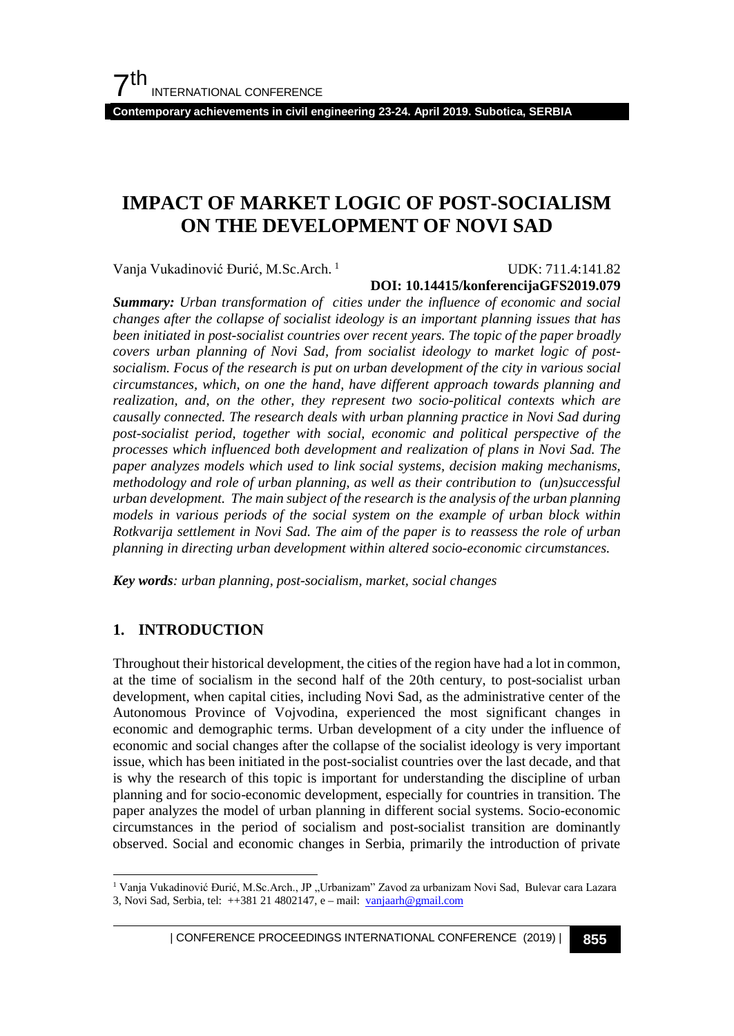# IMPACT OF MARKET LOGIC OF POST-SOCIALISM ON THE DEVELOPMENT OF NOVI SAD

Vanja Vukadinović Đurić, M.Sc.Arch. [1]

UDK: 711.4:141.82

**DOI: 10.14415/konferencijaGFS2019.079**

***Summary:*** *Urban transformation of cities under the influence of economic and social changes after the collapse of socialist ideology is an important planning issues that has been initiated in post-socialist countries over recent years. The topic of the paper broadly covers urban planning of Novi Sad, from socialist ideology to market logic of post-socialism. Focus of the research is put on urban development of the city in various social circumstances, which, on one the hand, have different approach towards planning and realization, and, on the other, they represent two socio-political contexts which are causally connected. The research deals with urban planning practice in Novi Sad during post-socialist period, together with social, economic and political perspective of the processes which influenced both development and realization of plans in Novi Sad. The paper analyzes models which used to link social systems, decision making mechanisms, methodology and role of urban planning, as well as their contribution to (un)successful urban development. The main subject of the research is the analysis of the urban planning models in various periods of the social system on the example of urban block within Rotkvarija settlement in Novi Sad. The aim of the paper is to reassess the role of urban planning in directing urban development within altered socio-economic circumstances.*

***Key words****: urban planning, post-socialism, market, social changes*

## 1. INTRODUCTION

Throughout their historical development, the cities of the region have had a lot in common, at the time of socialism in the second half of the 20th century, to post-socialist urban development, when capital cities, including Novi Sad, as the administrative center of the Autonomous Province of Vojvodina, experienced the most significant changes in economic and demographic terms. Urban development of a city under the influence of economic and social changes after the collapse of the socialist ideology is very important issue, which has been initiated in the post-socialist countries over the last decade, and that is why the research of this topic is important for understanding the discipline of urban planning and for socio-economic development, especially for countries in transition. The paper analyzes the model of urban planning in different social systems. Socio-economic circumstances in the period of socialism and post-socialist transition are dominantly observed. Social and economic changes in Serbia, primarily the introduction of private

---

[1] Vanja Vukadinović Đurić, M.Sc.Arch., JP „Urbanizam" Zavod za urbanizam Novi Sad, Bulevar cara Lazara 3, Novi Sad, Serbia, tel: ++381 21 4802147, e – mail: vanjaarh@gmail.com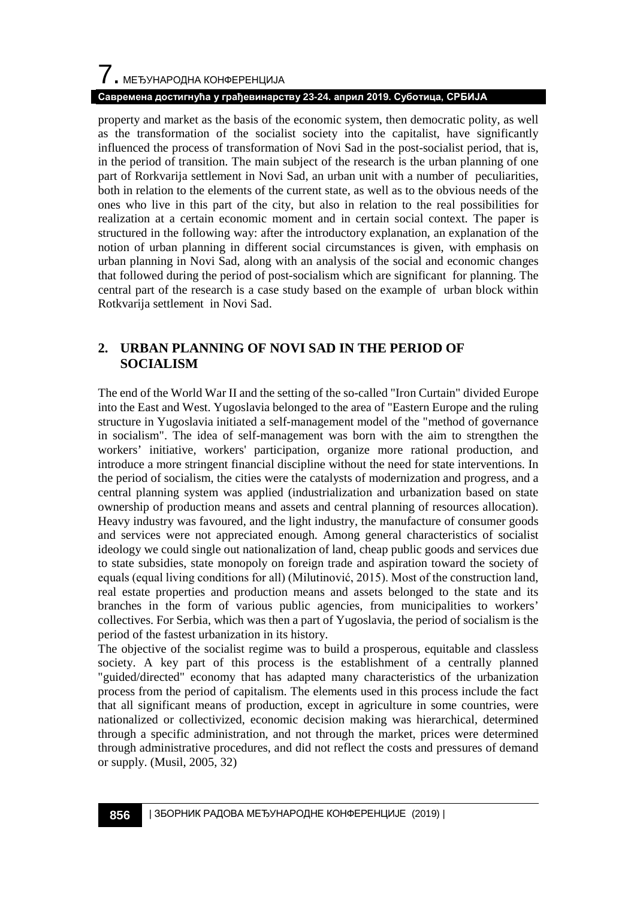property and market as the basis of the economic system, then democratic polity, as well as the transformation of the socialist society into the capitalist, have significantly influenced the process of transformation of Novi Sad in the post-socialist period, that is, in the period of transition. The main subject of the research is the urban planning of one part of Rorkvarija settlement in Novi Sad, an urban unit with a number of peculiarities, both in relation to the elements of the current state, as well as to the obvious needs of the ones who live in this part of the city, but also in relation to the real possibilities for realization at a certain economic moment and in certain social context. The paper is structured in the following way: after the introductory explanation, an explanation of the notion of urban planning in different social circumstances is given, with emphasis on urban planning in Novi Sad, along with an analysis of the social and economic changes that followed during the period of post-socialism which are significant for planning. The central part of the research is a case study based on the example of urban block within Rotkvarija settlement in Novi Sad.

## 2. URBAN PLANNING OF NOVI SAD IN THE PERIOD OF SOCIALISM

The end of the World War II and the setting of the so-called "Iron Curtain" divided Europe into the East and West. Yugoslavia belonged to the area of "Eastern Europe and the ruling structure in Yugoslavia initiated a self-management model of the "method of governance in socialism". The idea of self-management was born with the aim to strengthen the workers' initiative, workers' participation, organize more rational production, and introduce a more stringent financial discipline without the need for state interventions. In the period of socialism, the cities were the catalysts of modernization and progress, and a central planning system was applied (industrialization and urbanization based on state ownership of production means and assets and central planning of resources allocation). Heavy industry was favoured, and the light industry, the manufacture of consumer goods and services were not appreciated enough. Among general characteristics of socialist ideology we could single out nationalization of land, cheap public goods and services due to state subsidies, state monopoly on foreign trade and aspiration toward the society of equals (equal living conditions for all) (Milutinović, 2015). Most of the construction land, real estate properties and production means and assets belonged to the state and its branches in the form of various public agencies, from municipalities to workers' collectives. For Serbia, which was then a part of Yugoslavia, the period of socialism is the period of the fastest urbanization in its history.

The objective of the socialist regime was to build a prosperous, equitable and classless society. A key part of this process is the establishment of a centrally planned "guided/directed" economy that has adapted many characteristics of the urbanization process from the period of capitalism. The elements used in this process include the fact that all significant means of production, except in agriculture in some countries, were nationalized or collectivized, economic decision making was hierarchical, determined through a specific administration, and not through the market, prices were determined through administrative procedures, and did not reflect the costs and pressures of demand or supply. (Musil, 2005, 32)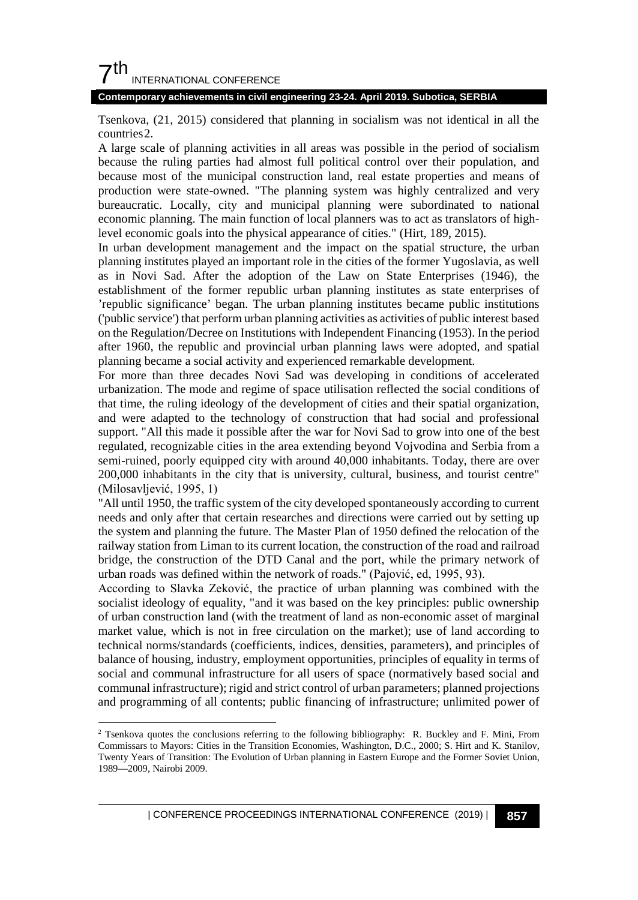Tsenkova, (21, 2015) considered that planning in socialism was not identical in all the countries[2].

A large scale of planning activities in all areas was possible in the period of socialism because the ruling parties had almost full political control over their population, and because most of the municipal construction land, real estate properties and means of production were state-owned. "The planning system was highly centralized and very bureaucratic. Locally, city and municipal planning were subordinated to national economic planning. The main function of local planners was to act as translators of high-level economic goals into the physical appearance of cities." (Hirt, 189, 2015).

In urban development management and the impact on the spatial structure, the urban planning institutes played an important role in the cities of the former Yugoslavia, as well as in Novi Sad. After the adoption of the Law on State Enterprises (1946), the establishment of the former republic urban planning institutes as state enterprises of 'republic significance' began. The urban planning institutes became public institutions ('public service') that perform urban planning activities as activities of public interest based on the Regulation/Decree on Institutions with Independent Financing (1953). In the period after 1960, the republic and provincial urban planning laws were adopted, and spatial planning became a social activity and experienced remarkable development.

For more than three decades Novi Sad was developing in conditions of accelerated urbanization. The mode and regime of space utilisation reflected the social conditions of that time, the ruling ideology of the development of cities and their spatial organization, and were adapted to the technology of construction that had social and professional support. "All this made it possible after the war for Novi Sad to grow into one of the best regulated, recognizable cities in the area extending beyond Vojvodina and Serbia from a semi-ruined, poorly equipped city with around 40,000 inhabitants. Today, there are over 200,000 inhabitants in the city that is university, cultural, business, and tourist centre" (Milosavljević, 1995, 1)

"All until 1950, the traffic system of the city developed spontaneously according to current needs and only after that certain researches and directions were carried out by setting up the system and planning the future. The Master Plan of 1950 defined the relocation of the railway station from Liman to its current location, the construction of the road and railroad bridge, the construction of the DTD Canal and the port, while the primary network of urban roads was defined within the network of roads." (Pajović, ed, 1995, 93).

According to Slavka Zeković, the practice of urban planning was combined with the socialist ideology of equality, "and it was based on the key principles: public ownership of urban construction land (with the treatment of land as non-economic asset of marginal market value, which is not in free circulation on the market); use of land according to technical norms/standards (coefficients, indices, densities, parameters), and principles of balance of housing, industry, employment opportunities, principles of equality in terms of social and communal infrastructure for all users of space (normatively based social and communal infrastructure); rigid and strict control of urban parameters; planned projections and programming of all contents; public financing of infrastructure; unlimited power of

---

[2] Tsenkova quotes the conclusions referring to the following bibliography: R. Buckley and F. Mini, From Commissars to Mayors: Cities in the Transition Economies, Washington, D.C., 2000; S. Hirt and K. Stanilov, Twenty Years of Transition: The Evolution of Urban planning in Eastern Europe and the Former Soviet Union, 1989—2009, Nairobi 2009.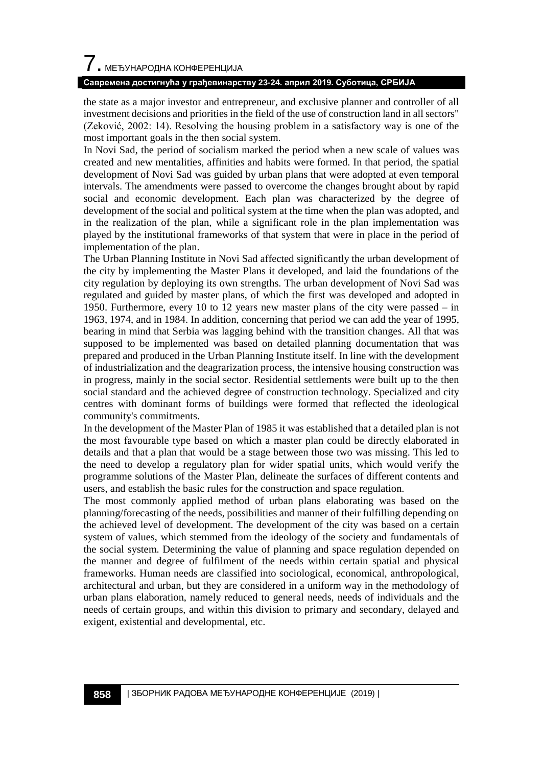the state as a major investor and entrepreneur, and exclusive planner and controller of all investment decisions and priorities in the field of the use of construction land in all sectors" (Zeković, 2002: 14). Resolving the housing problem in a satisfactory way is one of the most important goals in the then social system.

In Novi Sad, the period of socialism marked the period when a new scale of values was created and new mentalities, affinities and habits were formed. In that period, the spatial development of Novi Sad was guided by urban plans that were adopted at even temporal intervals. The amendments were passed to overcome the changes brought about by rapid social and economic development. Each plan was characterized by the degree of development of the social and political system at the time when the plan was adopted, and in the realization of the plan, while a significant role in the plan implementation was played by the institutional frameworks of that system that were in place in the period of implementation of the plan.

The Urban Planning Institute in Novi Sad affected significantly the urban development of the city by implementing the Master Plans it developed, and laid the foundations of the city regulation by deploying its own strengths. The urban development of Novi Sad was regulated and guided by master plans, of which the first was developed and adopted in 1950. Furthermore, every 10 to 12 years new master plans of the city were passed – in 1963, 1974, and in 1984. In addition, concerning that period we can add the year of 1995, bearing in mind that Serbia was lagging behind with the transition changes. All that was supposed to be implemented was based on detailed planning documentation that was prepared and produced in the Urban Planning Institute itself. In line with the development of industrialization and the deagrarization process, the intensive housing construction was in progress, mainly in the social sector. Residential settlements were built up to the then social standard and the achieved degree of construction technology. Specialized and city centres with dominant forms of buildings were formed that reflected the ideological community's commitments.

In the development of the Master Plan of 1985 it was established that a detailed plan is not the most favourable type based on which a master plan could be directly elaborated in details and that a plan that would be a stage between those two was missing. This led to the need to develop a regulatory plan for wider spatial units, which would verify the programme solutions of the Master Plan, delineate the surfaces of different contents and users, and establish the basic rules for the construction and space regulation.

The most commonly applied method of urban plans elaborating was based on the planning/forecasting of the needs, possibilities and manner of their fulfilling depending on the achieved level of development. The development of the city was based on a certain system of values, which stemmed from the ideology of the society and fundamentals of the social system. Determining the value of planning and space regulation depended on the manner and degree of fulfilment of the needs within certain spatial and physical frameworks. Human needs are classified into sociological, economical, anthropological, architectural and urban, but they are considered in a uniform way in the methodology of urban plans elaboration, namely reduced to general needs, needs of individuals and the needs of certain groups, and within this division to primary and secondary, delayed and exigent, existential and developmental, etc.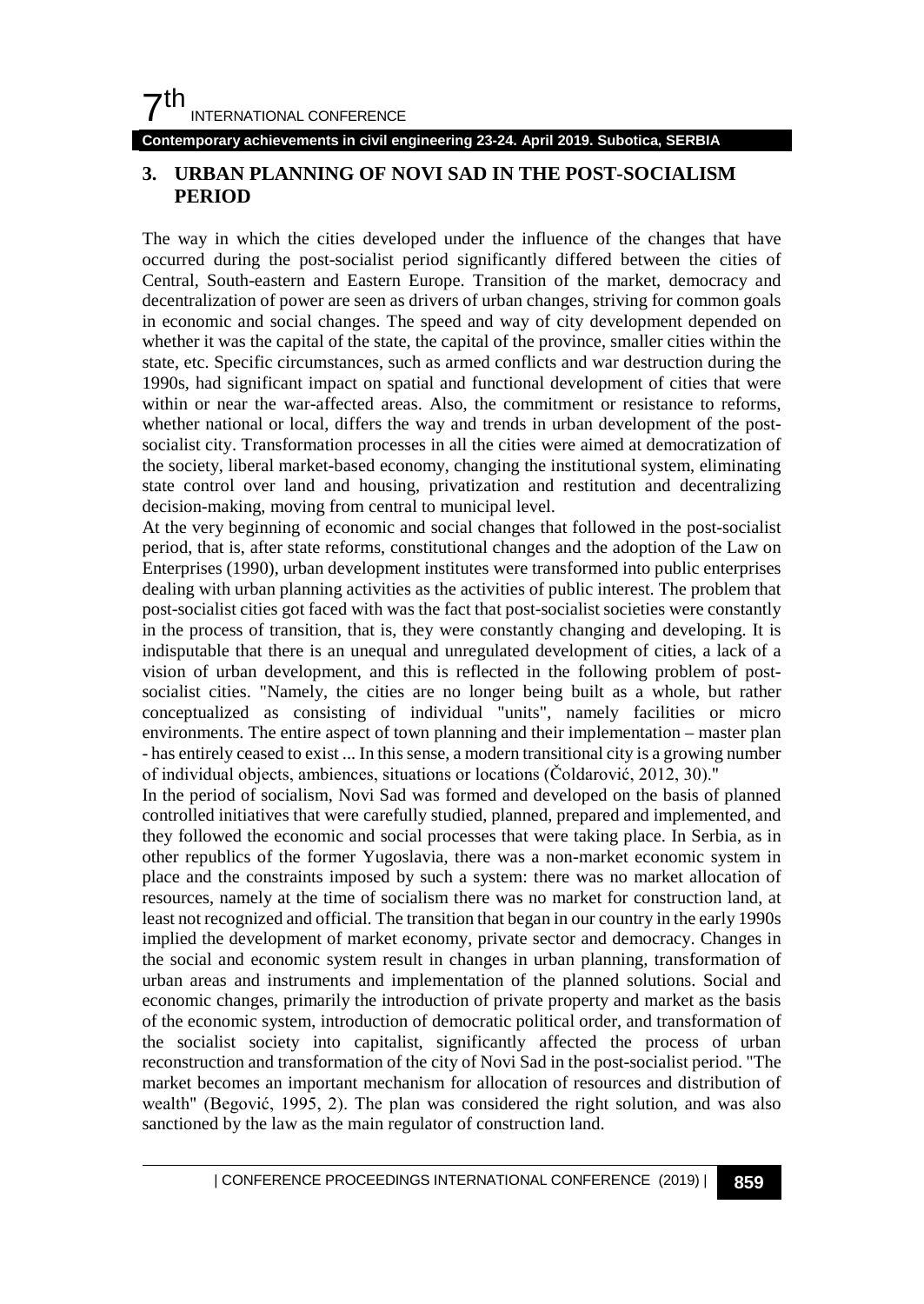## 3. URBAN PLANNING OF NOVI SAD IN THE POST-SOCIALISM PERIOD

The way in which the cities developed under the influence of the changes that have occurred during the post-socialist period significantly differed between the cities of Central, South-eastern and Eastern Europe. Transition of the market, democracy and decentralization of power are seen as drivers of urban changes, striving for common goals in economic and social changes. The speed and way of city development depended on whether it was the capital of the state, the capital of the province, smaller cities within the state, etc. Specific circumstances, such as armed conflicts and war destruction during the 1990s, had significant impact on spatial and functional development of cities that were within or near the war-affected areas. Also, the commitment or resistance to reforms, whether national or local, differs the way and trends in urban development of the post-socialist city. Transformation processes in all the cities were aimed at democratization of the society, liberal market-based economy, changing the institutional system, eliminating state control over land and housing, privatization and restitution and decentralizing decision-making, moving from central to municipal level.

At the very beginning of economic and social changes that followed in the post-socialist period, that is, after state reforms, constitutional changes and the adoption of the Law on Enterprises (1990), urban development institutes were transformed into public enterprises dealing with urban planning activities as the activities of public interest. The problem that post-socialist cities got faced with was the fact that post-socialist societies were constantly in the process of transition, that is, they were constantly changing and developing. It is indisputable that there is an unequal and unregulated development of cities, a lack of a vision of urban development, and this is reflected in the following problem of post-socialist cities. "Namely, the cities are no longer being built as a whole, but rather conceptualized as consisting of individual "units", namely facilities or micro environments. The entire aspect of town planning and their implementation – master plan - has entirely ceased to exist ... In this sense, a modern transitional city is a growing number of individual objects, ambiences, situations or locations (Čoldarović, 2012, 30)."

In the period of socialism, Novi Sad was formed and developed on the basis of planned controlled initiatives that were carefully studied, planned, prepared and implemented, and they followed the economic and social processes that were taking place. In Serbia, as in other republics of the former Yugoslavia, there was a non-market economic system in place and the constraints imposed by such a system: there was no market allocation of resources, namely at the time of socialism there was no market for construction land, at least not recognized and official. The transition that began in our country in the early 1990s implied the development of market economy, private sector and democracy. Changes in the social and economic system result in changes in urban planning, transformation of urban areas and instruments and implementation of the planned solutions. Social and economic changes, primarily the introduction of private property and market as the basis of the economic system, introduction of democratic political order, and transformation of the socialist society into capitalist, significantly affected the process of urban reconstruction and transformation of the city of Novi Sad in the post-socialist period. "The market becomes an important mechanism for allocation of resources and distribution of wealth" (Begović, 1995, 2). The plan was considered the right solution, and was also sanctioned by the law as the main regulator of construction land.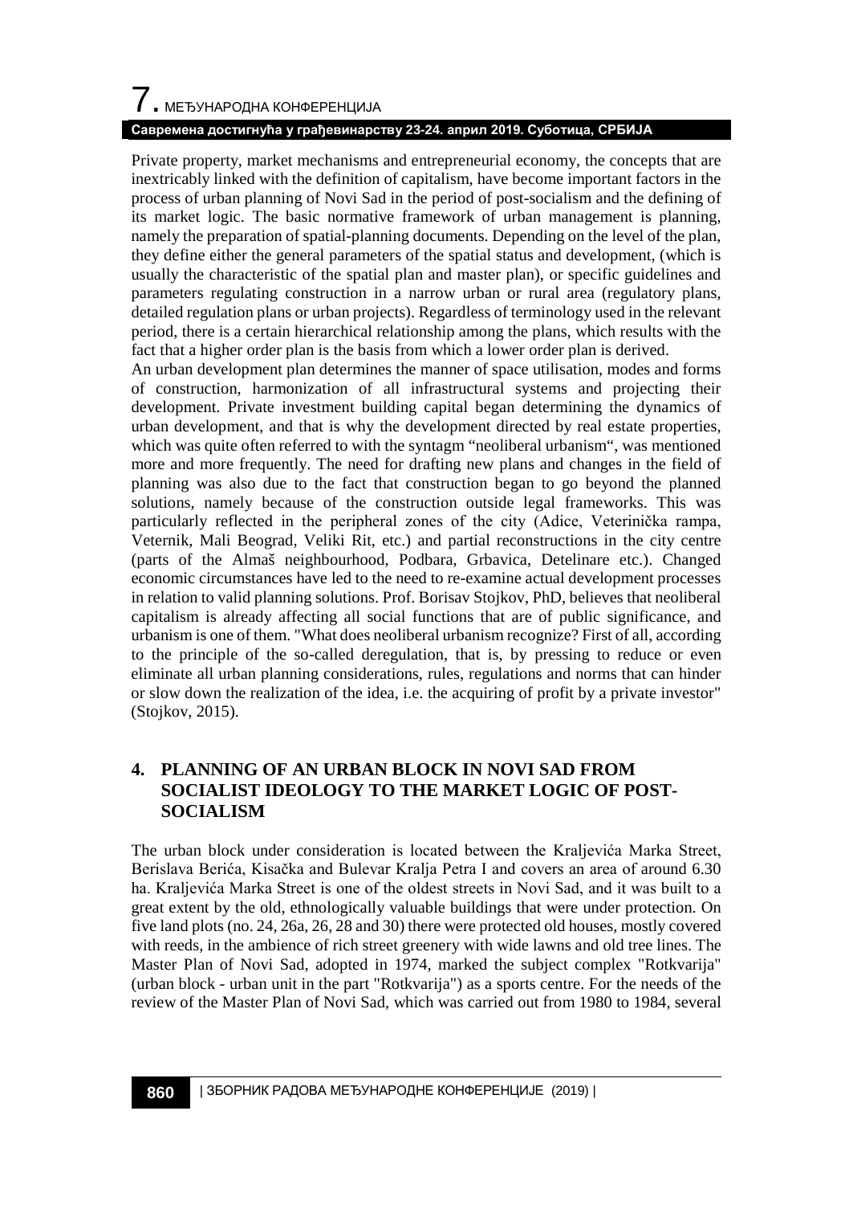Private property, market mechanisms and entrepreneurial economy, the concepts that are inextricably linked with the definition of capitalism, have become important factors in the process of urban planning of Novi Sad in the period of post-socialism and the defining of its market logic. The basic normative framework of urban management is planning, namely the preparation of spatial-planning documents. Depending on the level of the plan, they define either the general parameters of the spatial status and development, (which is usually the characteristic of the spatial plan and master plan), or specific guidelines and parameters regulating construction in a narrow urban or rural area (regulatory plans, detailed regulation plans or urban projects). Regardless of terminology used in the relevant period, there is a certain hierarchical relationship among the plans, which results with the fact that a higher order plan is the basis from which a lower order plan is derived.

An urban development plan determines the manner of space utilisation, modes and forms of construction, harmonization of all infrastructural systems and projecting their development. Private investment building capital began determining the dynamics of urban development, and that is why the development directed by real estate properties, which was quite often referred to with the syntagm "neoliberal urbanism", was mentioned more and more frequently. The need for drafting new plans and changes in the field of planning was also due to the fact that construction began to go beyond the planned solutions, namely because of the construction outside legal frameworks. This was particularly reflected in the peripheral zones of the city (Adice, Veterinička rampa, Veternik, Mali Beograd, Veliki Rit, etc.) and partial reconstructions in the city centre (parts of the Almaš neighbourhood, Podbara, Grbavica, Detelinare etc.). Changed economic circumstances have led to the need to re-examine actual development processes in relation to valid planning solutions. Prof. Borisav Stojkov, PhD, believes that neoliberal capitalism is already affecting all social functions that are of public significance, and urbanism is one of them. "What does neoliberal urbanism recognize? First of all, according to the principle of the so-called deregulation, that is, by pressing to reduce or even eliminate all urban planning considerations, rules, regulations and norms that can hinder or slow down the realization of the idea, i.e. the acquiring of profit by a private investor" (Stojkov, 2015).

## 4. PLANNING OF AN URBAN BLOCK IN NOVI SAD FROM SOCIALIST IDEOLOGY TO THE MARKET LOGIC OF POST-SOCIALISM

The urban block under consideration is located between the Kraljevića Marka Street, Berislava Berića, Kisačka and Bulevar Kralja Petra I and covers an area of around 6.30 ha. Kraljevića Marka Street is one of the oldest streets in Novi Sad, and it was built to a great extent by the old, ethnologically valuable buildings that were under protection. On five land plots (no. 24, 26a, 26, 28 and 30) there were protected old houses, mostly covered with reeds, in the ambience of rich street greenery with wide lawns and old tree lines. The Master Plan of Novi Sad, adopted in 1974, marked the subject complex "Rotkvarija" (urban block - urban unit in the part "Rotkvarija") as a sports centre. For the needs of the review of the Master Plan of Novi Sad, which was carried out from 1980 to 1984, several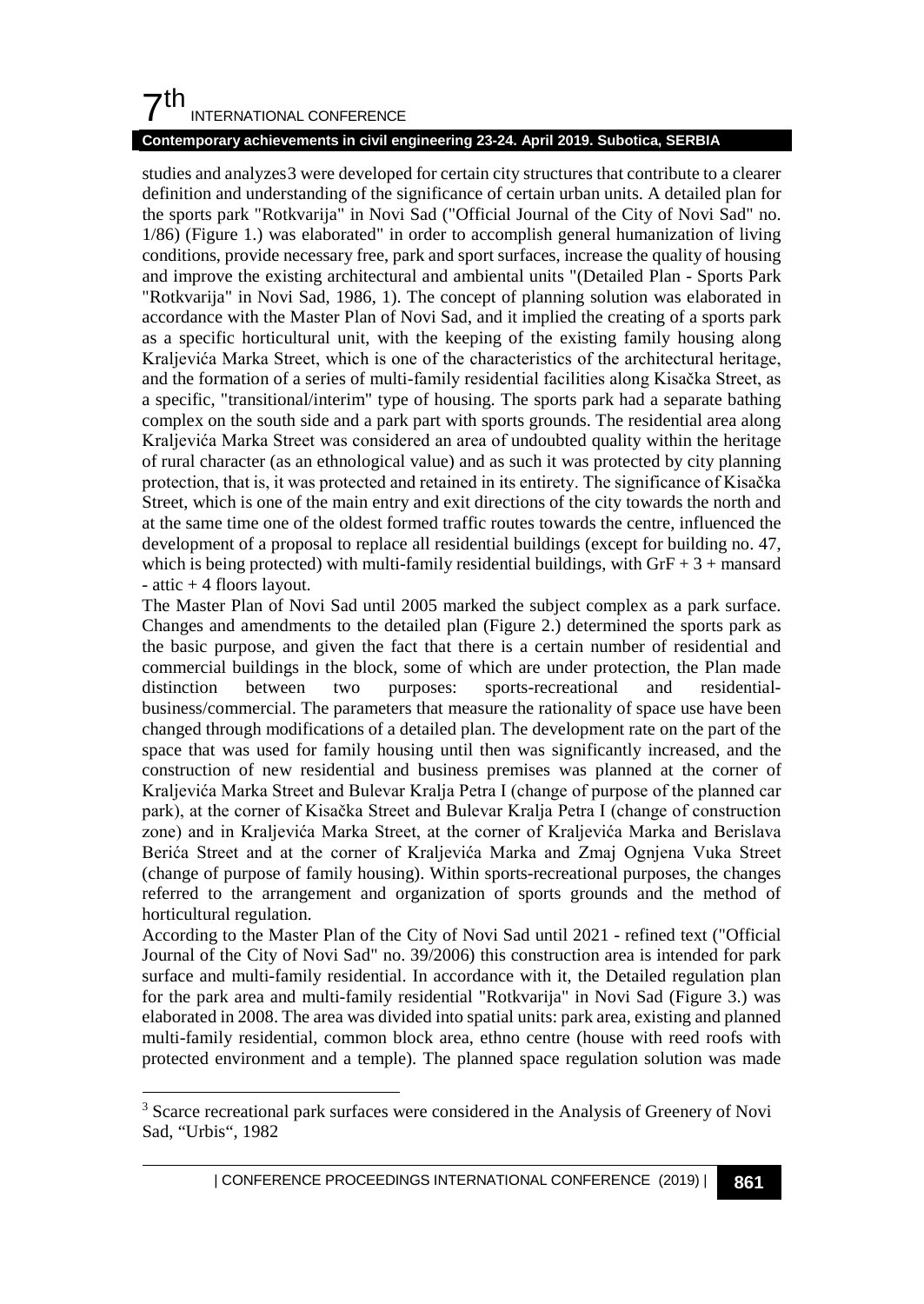studies and analyzes[3] were developed for certain city structures that contribute to a clearer definition and understanding of the significance of certain urban units. A detailed plan for the sports park "Rotkvarija" in Novi Sad ("Official Journal of the City of Novi Sad" no. 1/86) (Figure 1.) was elaborated" in order to accomplish general humanization of living conditions, provide necessary free, park and sport surfaces, increase the quality of housing and improve the existing architectural and ambiental units "(Detailed Plan - Sports Park "Rotkvarija" in Novi Sad, 1986, 1). The concept of planning solution was elaborated in accordance with the Master Plan of Novi Sad, and it implied the creating of a sports park as a specific horticultural unit, with the keeping of the existing family housing along Kraljevića Marka Street, which is one of the characteristics of the architectural heritage, and the formation of a series of multi-family residential facilities along Kisačka Street, as a specific, "transitional/interim" type of housing. The sports park had a separate bathing complex on the south side and a park part with sports grounds. The residential area along Kraljevića Marka Street was considered an area of undoubted quality within the heritage of rural character (as an ethnological value) and as such it was protected by city planning protection, that is, it was protected and retained in its entirety. The significance of Kisačka Street, which is one of the main entry and exit directions of the city towards the north and at the same time one of the oldest formed traffic routes towards the centre, influenced the development of a proposal to replace all residential buildings (except for building no. 47, which is being protected) with multi-family residential buildings, with GrF + 3 + mansard - attic + 4 floors layout.

The Master Plan of Novi Sad until 2005 marked the subject complex as a park surface. Changes and amendments to the detailed plan (Figure 2.) determined the sports park as the basic purpose, and given the fact that there is a certain number of residential and commercial buildings in the block, some of which are under protection, the Plan made distinction between two purposes: sports-recreational and residential-business/commercial. The parameters that measure the rationality of space use have been changed through modifications of a detailed plan. The development rate on the part of the space that was used for family housing until then was significantly increased, and the construction of new residential and business premises was planned at the corner of Kraljevića Marka Street and Bulevar Kralja Petra I (change of purpose of the planned car park), at the corner of Kisačka Street and Bulevar Kralja Petra I (change of construction zone) and in Kraljevića Marka Street, at the corner of Kraljevića Marka and Berislava Berića Street and at the corner of Kraljevića Marka and Zmaj Ognjena Vuka Street (change of purpose of family housing). Within sports-recreational purposes, the changes referred to the arrangement and organization of sports grounds and the method of horticultural regulation.

According to the Master Plan of the City of Novi Sad until 2021 - refined text ("Official Journal of the City of Novi Sad" no. 39/2006) this construction area is intended for park surface and multi-family residential. In accordance with it, the Detailed regulation plan for the park area and multi-family residential "Rotkvarija" in Novi Sad (Figure 3.) was elaborated in 2008. The area was divided into spatial units: park area, existing and planned multi-family residential, common block area, ethno centre (house with reed roofs with protected environment and a temple). The planned space regulation solution was made

[3] Scarce recreational park surfaces were considered in the Analysis of Greenery of Novi Sad, "Urbis", 1982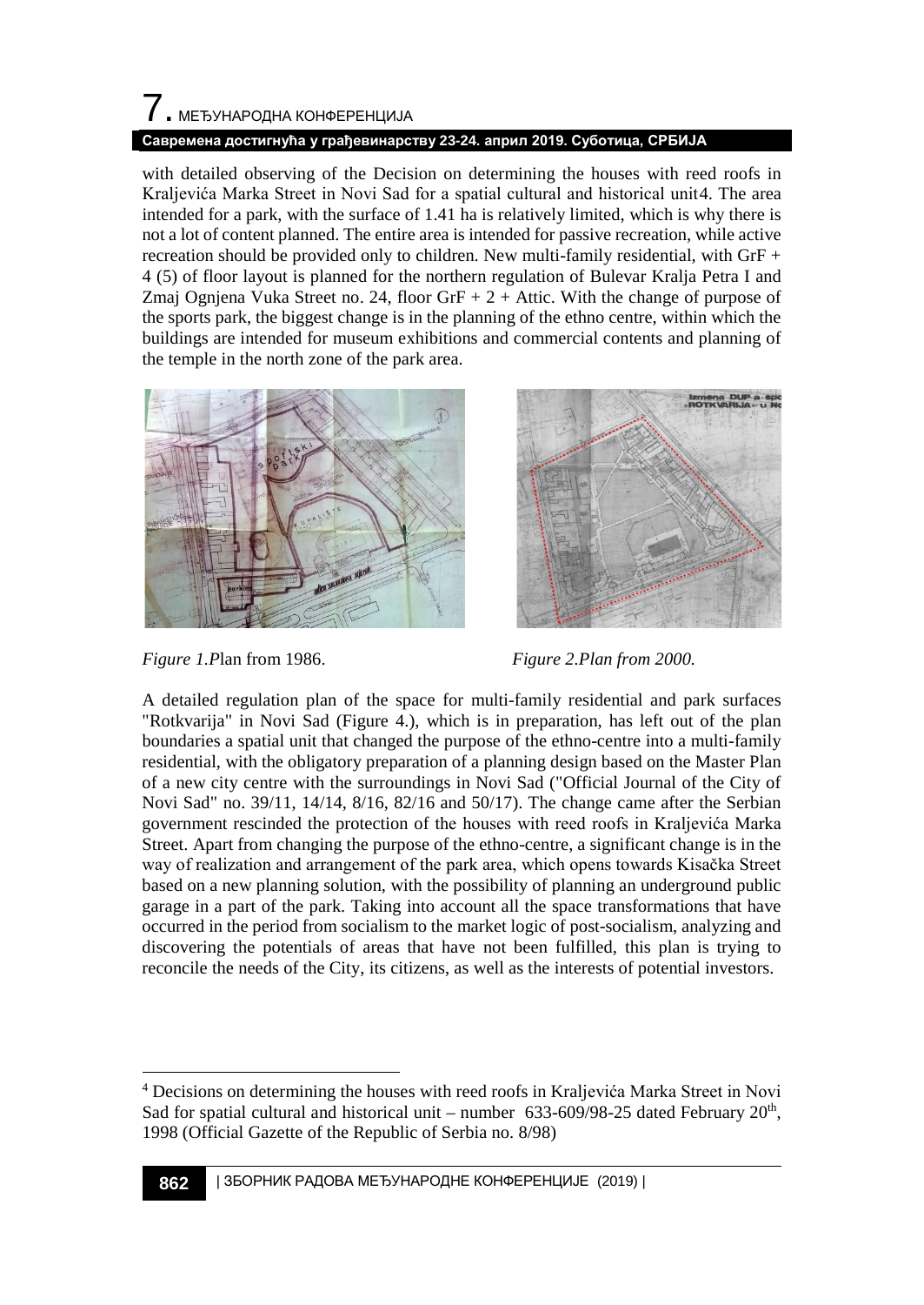with detailed observing of the Decision on determining the houses with reed roofs in Kraljevića Marka Street in Novi Sad for a spatial cultural and historical unit[4]. The area intended for a park, with the surface of 1.41 ha is relatively limited, which is why there is not a lot of content planned. The entire area is intended for passive recreation, while active recreation should be provided only to children. New multi-family residential, with GrF + 4 (5) of floor layout is planned for the northern regulation of Bulevar Kralja Petra I and Zmaj Ognjena Vuka Street no. 24, floor GrF + 2 + Attic. With the change of purpose of the sports park, the biggest change is in the planning of the ethno centre, within which the buildings are intended for museum exhibitions and commercial contents and planning of the temple in the north zone of the park area.

*Figure 1.*Plan from 1986.

*Figure 2.Plan from 2000.*

A detailed regulation plan of the space for multi-family residential and park surfaces "Rotkvarija" in Novi Sad (Figure 4.), which is in preparation, has left out of the plan boundaries a spatial unit that changed the purpose of the ethno-centre into a multi-family residential, with the obligatory preparation of a planning design based on the Master Plan of a new city centre with the surroundings in Novi Sad ("Official Journal of the City of Novi Sad" no. 39/11, 14/14, 8/16, 82/16 and 50/17). The change came after the Serbian government rescinded the protection of the houses with reed roofs in Kraljevića Marka Street. Apart from changing the purpose of the ethno-centre, a significant change is in the way of realization and arrangement of the park area, which opens towards Kisačka Street based on a new planning solution, with the possibility of planning an underground public garage in a part of the park. Taking into account all the space transformations that have occurred in the period from socialism to the market logic of post-socialism, analyzing and discovering the potentials of areas that have not been fulfilled, this plan is trying to reconcile the needs of the City, its citizens, as well as the interests of potential investors.

[4] Decisions on determining the houses with reed roofs in Kraljevića Marka Street in Novi Sad for spatial cultural and historical unit – number 633-609/98-25 dated February 20th, 1998 (Official Gazette of the Republic of Serbia no. 8/98)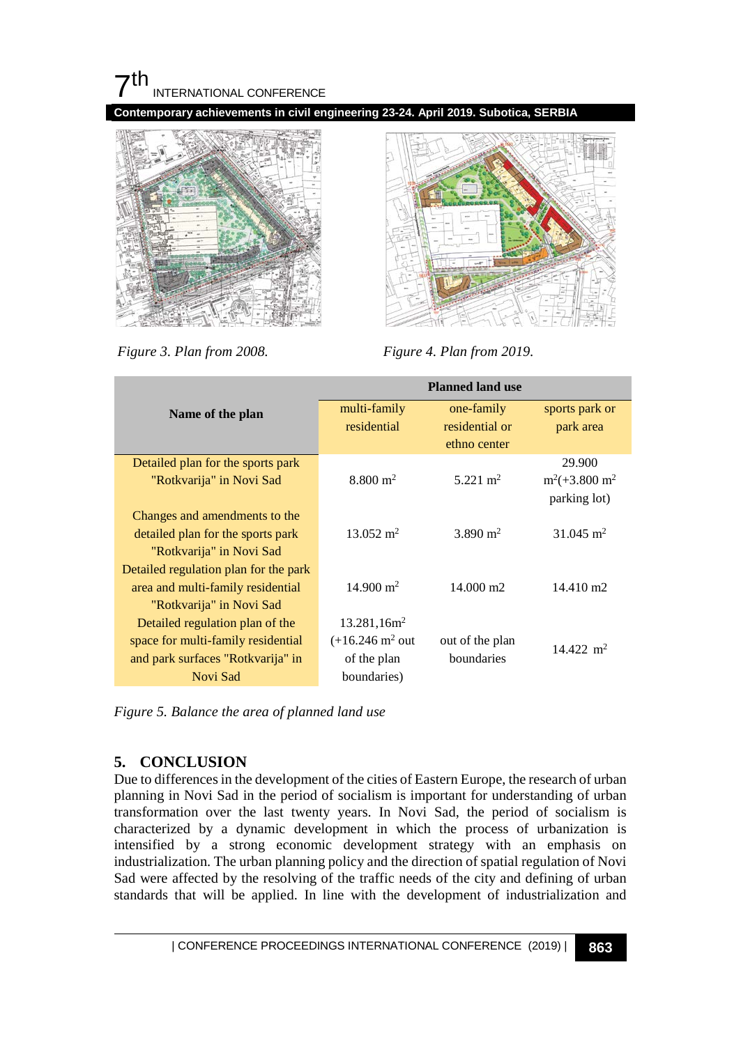*Figure 3. Plan from 2008.*

*Figure 4. Plan from 2019.*

| Name of the plan | Planned land use | | |
|---|---|---|---|
| | multi-family residential | one-family residential or ethno center | sports park or park area |
| Detailed plan for the sports park "Rotkvarija" in Novi Sad | 8.800 $m^2$ | 5.221 $m^2$ | 29.900 $m^2$(+3.800 $m^2$ parking lot) |
| Changes and amendments to the detailed plan for the sports park "Rotkvarija" in Novi Sad | 13.052 $m^2$ | 3.890 $m^2$ | 31.045 $m^2$ |
| Detailed regulation plan for the park area and multi-family residential "Rotkvarija" in Novi Sad | 14.900 $m^2$ | 14.000 m2 | 14.410 m2 |
| Detailed regulation plan of the space for multi-family residential and park surfaces "Rotkvarija" in Novi Sad | 13.281,16$m^2$ (+16.246 $m^2$ out of the plan boundaries) | out of the plan boundaries | 14.422 $m^2$ |

*Figure 5. Balance the area of planned land use*

## 5. CONCLUSION

Due to differences in the development of the cities of Eastern Europe, the research of urban planning in Novi Sad in the period of socialism is important for understanding of urban transformation over the last twenty years. In Novi Sad, the period of socialism is characterized by a dynamic development in which the process of urbanization is intensified by a strong economic development strategy with an emphasis on industrialization. The urban planning policy and the direction of spatial regulation of Novi Sad were affected by the resolving of the traffic needs of the city and defining of urban standards that will be applied. In line with the development of industrialization and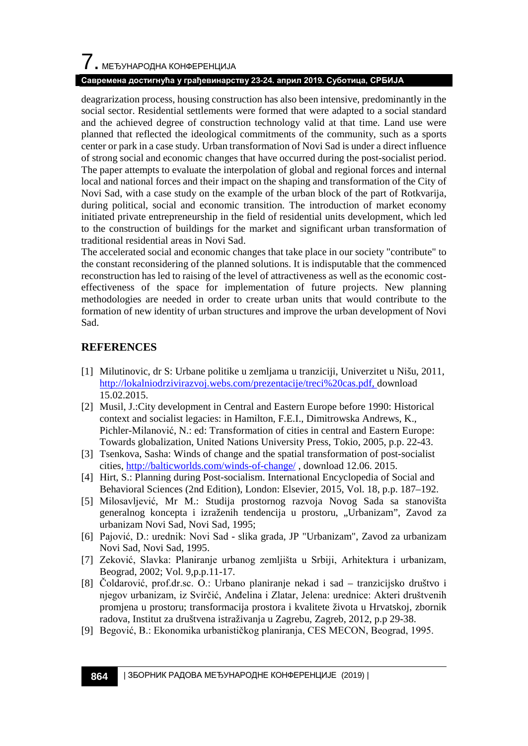deagrarization process, housing construction has also been intensive, predominantly in the social sector. Residential settlements were formed that were adapted to a social standard and the achieved degree of construction technology valid at that time. Land use were planned that reflected the ideological commitments of the community, such as a sports center or park in a case study. Urban transformation of Novi Sad is under a direct influence of strong social and economic changes that have occurred during the post-socialist period. The paper attempts to evaluate the interpolation of global and regional forces and internal local and national forces and their impact on the shaping and transformation of the City of Novi Sad, with a case study on the example of the urban block of the part of Rotkvarija, during political, social and economic transition. The introduction of market economy initiated private entrepreneurship in the field of residential units development, which led to the construction of buildings for the market and significant urban transformation of traditional residential areas in Novi Sad.

The accelerated social and economic changes that take place in our society "contribute" to the constant reconsidering of the planned solutions. It is indisputable that the commenced reconstruction has led to raising of the level of attractiveness as well as the economic cost-effectiveness of the space for implementation of future projects. New planning methodologies are needed in order to create urban units that would contribute to the formation of new identity of urban structures and improve the urban development of Novi Sad.

## REFERENCES

[1] Milutinovic, dr S: Urbane politike u zemljama u tranziciji, Univerzitet u Nišu, 2011, http://lokalniodrzivirazvoj.webs.com/prezentacije/treci%20cas.pdf, download 15.02.2015.

[2] Musil, J.:City development in Central and Eastern Europe before 1990: Historical context and socialist legacies: in Hamilton, F.E.I., Dimitrowska Andrews, K., Pichler-Milanović, N.: ed: Transformation of cities in central and Eastern Europe: Towards globalization, United Nations University Press, Tokio, 2005, p.p. 22-43.

[3] Tsenkova, Sasha: Winds of change and the spatial transformation of post-socialist cities, http://balticworlds.com/winds-of-change/ , download 12.06. 2015.

[4] Hirt, S.: Planning during Post-socialism. International Encyclopedia of Social and Behavioral Sciences (2nd Edition), London: Elsevier, 2015, Vol. 18, p.p. 187–192.

[5] Milosavljević, Mr M.: Studija prostornog razvoja Novog Sada sa stanovišta generalnog koncepta i izraženih tendencija u prostoru, „Urbanizam", Zavod za urbanizam Novi Sad, Novi Sad, 1995;

[6] Pajović, D.: urednik: Novi Sad - slika grada, JP "Urbanizam", Zavod za urbanizam Novi Sad, Novi Sad, 1995.

[7] Zeković, Slavka: Planiranje urbanog zemljišta u Srbiji, Arhitektura i urbanizam, Beograd, 2002; Vol. 9,p.p.11-17.

[8] Čoldarović, prof.dr.sc. O.: Urbano planiranje nekad i sad – tranzicijsko društvo i njegov urbanizam, iz Svirčić, Anđelina i Zlatar, Jelena: urednice: Akteri društvenih promjena u prostoru; transformacija prostora i kvalitete života u Hrvatskoj, zbornik radova, Institut za društvena istraživanja u Zagrebu, Zagreb, 2012, p.p 29-38.

[9] Begović, B.: Ekonomika urbanističkog planiranja, CES MECON, Beograd, 1995.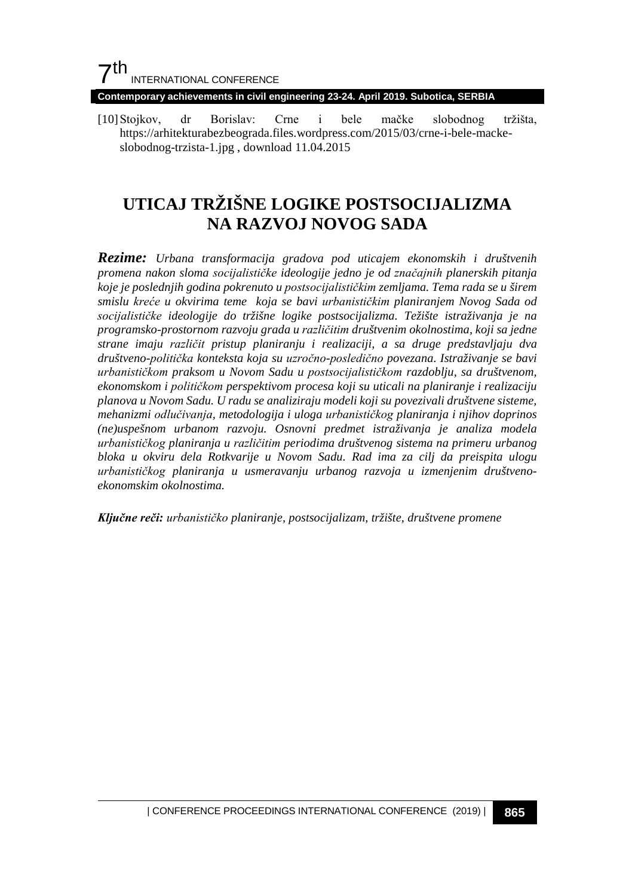[10] Stojkov, dr Borislav: Crne i bele mačke slobodnog tržišta, https://arhitekturabezbeograda.files.wordpress.com/2015/03/crne-i-bele-macke-slobodnog-trzista-1.jpg , download 11.04.2015

# UTICAJ TRŽIŠNE LOGIKE POSTSOCIJALIZMA NA RAZVOJ NOVOG SADA

***Rezime:*** *Urbana transformacija gradova pod uticajem ekonomskih i društvenih promena nakon sloma socijalističke ideologije jedno je od značajnih planerskih pitanja koje je poslednjih godina pokrenuto u postsocijalističkim zemljama. Tema rada se u širem smislu kreće u okvirima teme koja se bavi urbanističkim planiranjem Novog Sada od socijalističke ideologije do tržišne logike postsocijalizma. Težište istraživanja je na programsko-prostornom razvoju grada u različitim društvenim okolnostima, koji sa jedne strane imaju različit pristup planiranju i realizaciji, a sa druge predstavljaju dva društveno-politička konteksta koja su uzročno-posledično povezana. Istraživanje se bavi urbanističkom praksom u Novom Sadu u postsocijalističkom razdoblju, sa društvenom, ekonomskom i političkom perspektivom procesa koji su uticali na planiranje i realizaciju planova u Novom Sadu. U radu se analiziraju modeli koji su povezivali društvene sisteme, mehanizmi odlučivanja, metodologija i uloga urbanističkog planiranja i njihov doprinos (ne)uspešnom urbanom razvoju. Osnovni predmet istraživanja je analiza modela urbanističkog planiranja u različitim periodima društvenog sistema na primeru urbanog bloka u okviru dela Rotkvarije u Novom Sadu. Rad ima za cilj da preispita ulogu urbanističkog planiranja u usmeravanju urbanog razvoja u izmenjenim društveno-ekonomskim okolnostima.*

***Ključne reči:*** *urbanističko planiranje, postsocijalizam, tržište, društvene promene*